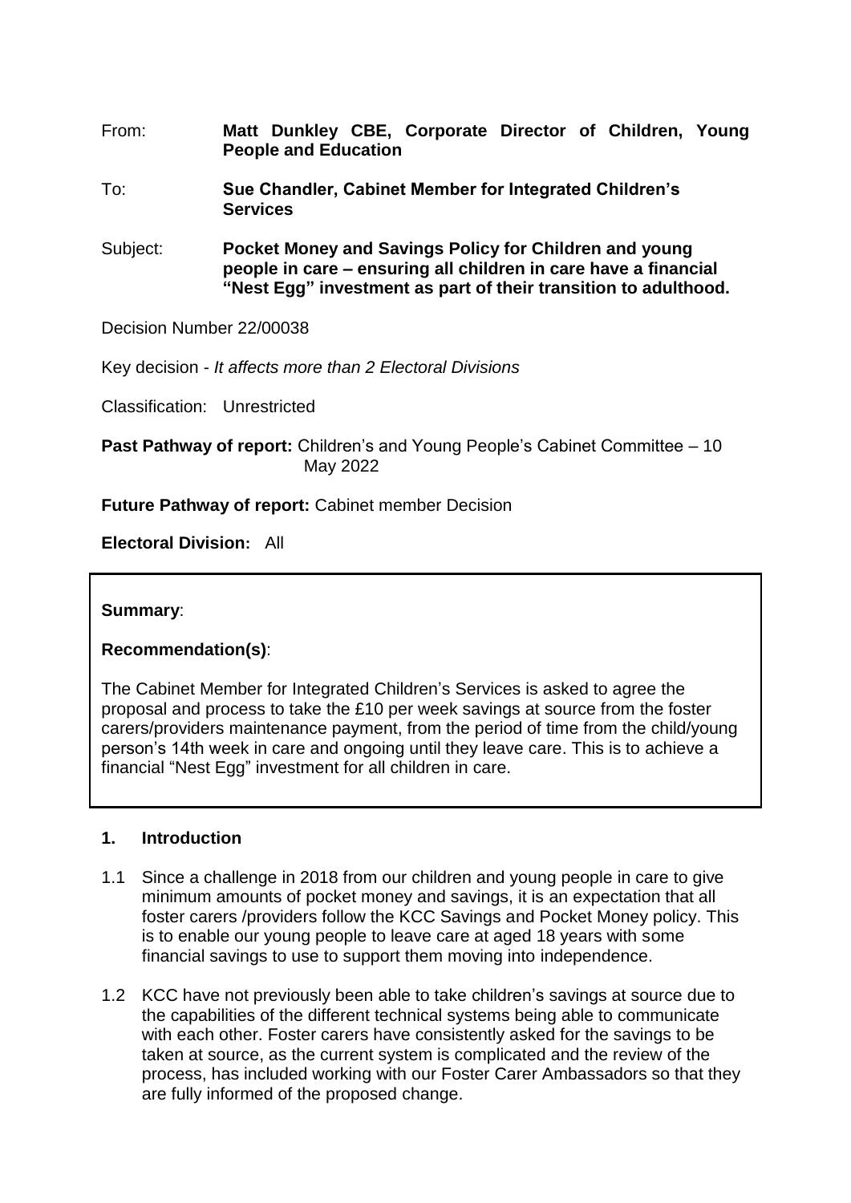From: **Matt Dunkley CBE, Corporate Director of Children, Young People and Education**

To: **Sue Chandler, Cabinet Member for Integrated Children's Services**

Subject: **Pocket Money and Savings Policy for Children and young people in care – ensuring all children in care have a financial "Nest Egg" investment as part of their transition to adulthood.**

Decision Number 22/00038

Key decision - *It affects more than 2 Electoral Divisions*

Classification: Unrestricted

**Past Pathway of report:** Children's and Young People's Cabinet Committee – 10 May 2022

**Future Pathway of report:** Cabinet member Decision

**Electoral Division:** All

**Summary**:

**Recommendation(s)**:

The Cabinet Member for Integrated Children's Services is asked to agree the proposal and process to take the £10 per week savings at source from the foster carers/providers maintenance payment, from the period of time from the child/young person's 14th week in care and ongoing until they leave care. This is to achieve a financial "Nest Egg" investment for all children in care.

## 1. Introduction

1.1 Since a challenge in 2018 from our children and young people in care to give minimum amounts of pocket money and savings, it is an expectation that all foster carers /providers follow the KCC Savings and Pocket Money policy. This is to enable our young people to leave care at aged 18 years with some financial savings to use to support them moving into independence.

1.2 KCC have not previously been able to take children's savings at source due to the capabilities of the different technical systems being able to communicate with each other. Foster carers have consistently asked for the savings to be taken at source, as the current system is complicated and the review of the process, has included working with our Foster Carer Ambassadors so that they are fully informed of the proposed change.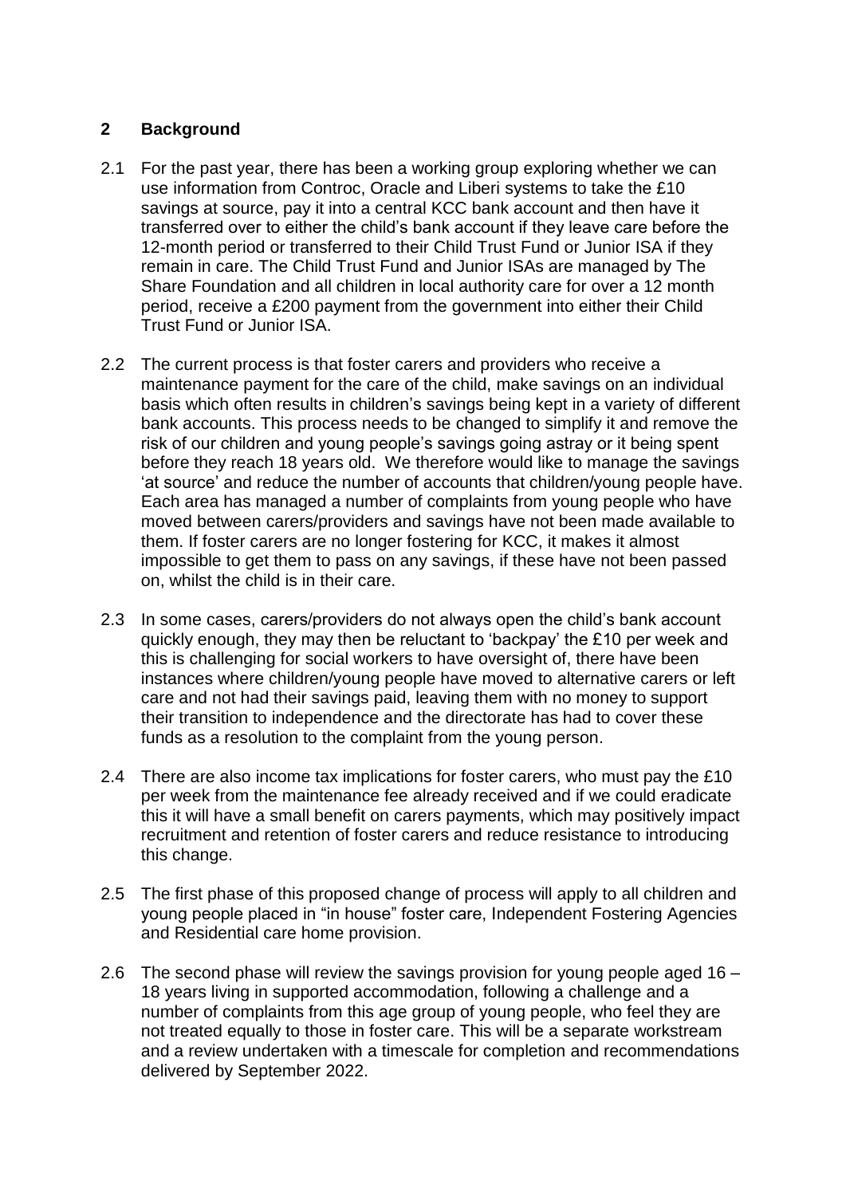## 2 Background

2.1 For the past year, there has been a working group exploring whether we can use information from Controc, Oracle and Liberi systems to take the £10 savings at source, pay it into a central KCC bank account and then have it transferred over to either the child's bank account if they leave care before the 12-month period or transferred to their Child Trust Fund or Junior ISA if they remain in care. The Child Trust Fund and Junior ISAs are managed by The Share Foundation and all children in local authority care for over a 12 month period, receive a £200 payment from the government into either their Child Trust Fund or Junior ISA.

2.2 The current process is that foster carers and providers who receive a maintenance payment for the care of the child, make savings on an individual basis which often results in children's savings being kept in a variety of different bank accounts. This process needs to be changed to simplify it and remove the risk of our children and young people's savings going astray or it being spent before they reach 18 years old. We therefore would like to manage the savings 'at source' and reduce the number of accounts that children/young people have. Each area has managed a number of complaints from young people who have moved between carers/providers and savings have not been made available to them. If foster carers are no longer fostering for KCC, it makes it almost impossible to get them to pass on any savings, if these have not been passed on, whilst the child is in their care.

2.3 In some cases, carers/providers do not always open the child's bank account quickly enough, they may then be reluctant to 'backpay' the £10 per week and this is challenging for social workers to have oversight of, there have been instances where children/young people have moved to alternative carers or left care and not had their savings paid, leaving them with no money to support their transition to independence and the directorate has had to cover these funds as a resolution to the complaint from the young person.

2.4 There are also income tax implications for foster carers, who must pay the £10 per week from the maintenance fee already received and if we could eradicate this it will have a small benefit on carers payments, which may positively impact recruitment and retention of foster carers and reduce resistance to introducing this change.

2.5 The first phase of this proposed change of process will apply to all children and young people placed in "in house" foster care, Independent Fostering Agencies and Residential care home provision.

2.6 The second phase will review the savings provision for young people aged 16 – 18 years living in supported accommodation, following a challenge and a number of complaints from this age group of young people, who feel they are not treated equally to those in foster care. This will be a separate workstream and a review undertaken with a timescale for completion and recommendations delivered by September 2022.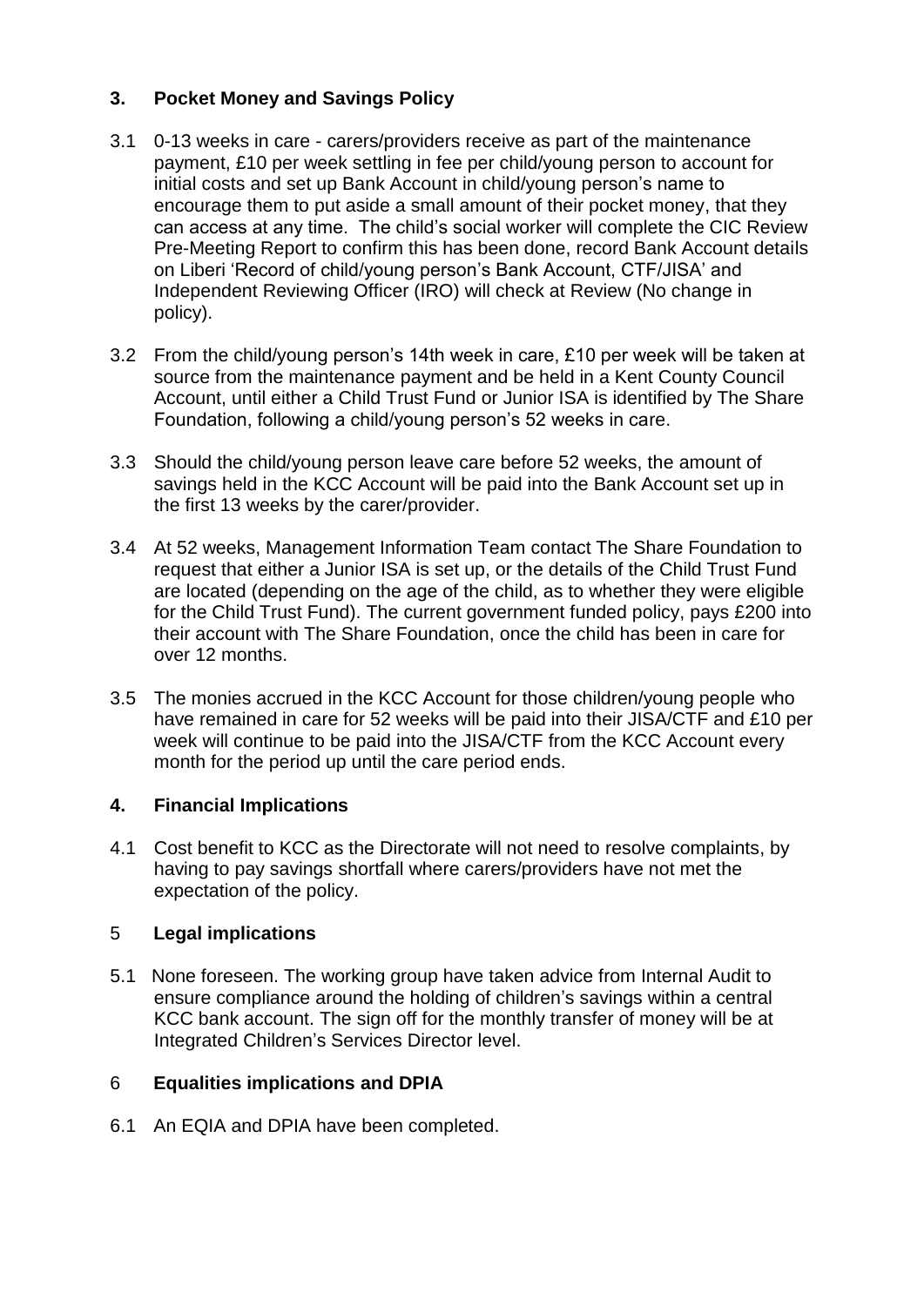## 3. Pocket Money and Savings Policy

3.1 0-13 weeks in care - carers/providers receive as part of the maintenance payment, £10 per week settling in fee per child/young person to account for initial costs and set up Bank Account in child/young person's name to encourage them to put aside a small amount of their pocket money, that they can access at any time. The child's social worker will complete the CIC Review Pre-Meeting Report to confirm this has been done, record Bank Account details on Liberi 'Record of child/young person's Bank Account, CTF/JISA' and Independent Reviewing Officer (IRO) will check at Review (No change in policy).

3.2 From the child/young person's 14th week in care, £10 per week will be taken at source from the maintenance payment and be held in a Kent County Council Account, until either a Child Trust Fund or Junior ISA is identified by The Share Foundation, following a child/young person's 52 weeks in care.

3.3 Should the child/young person leave care before 52 weeks, the amount of savings held in the KCC Account will be paid into the Bank Account set up in the first 13 weeks by the carer/provider.

3.4 At 52 weeks, Management Information Team contact The Share Foundation to request that either a Junior ISA is set up, or the details of the Child Trust Fund are located (depending on the age of the child, as to whether they were eligible for the Child Trust Fund). The current government funded policy, pays £200 into their account with The Share Foundation, once the child has been in care for over 12 months.

3.5 The monies accrued in the KCC Account for those children/young people who have remained in care for 52 weeks will be paid into their JISA/CTF and £10 per week will continue to be paid into the JISA/CTF from the KCC Account every month for the period up until the care period ends.

## 4. Financial Implications

4.1 Cost benefit to KCC as the Directorate will not need to resolve complaints, by having to pay savings shortfall where carers/providers have not met the expectation of the policy.

## 5 Legal implications

5.1 None foreseen. The working group have taken advice from Internal Audit to ensure compliance around the holding of children's savings within a central KCC bank account. The sign off for the monthly transfer of money will be at Integrated Children's Services Director level.

## 6 Equalities implications and DPIA

6.1 An EQIA and DPIA have been completed.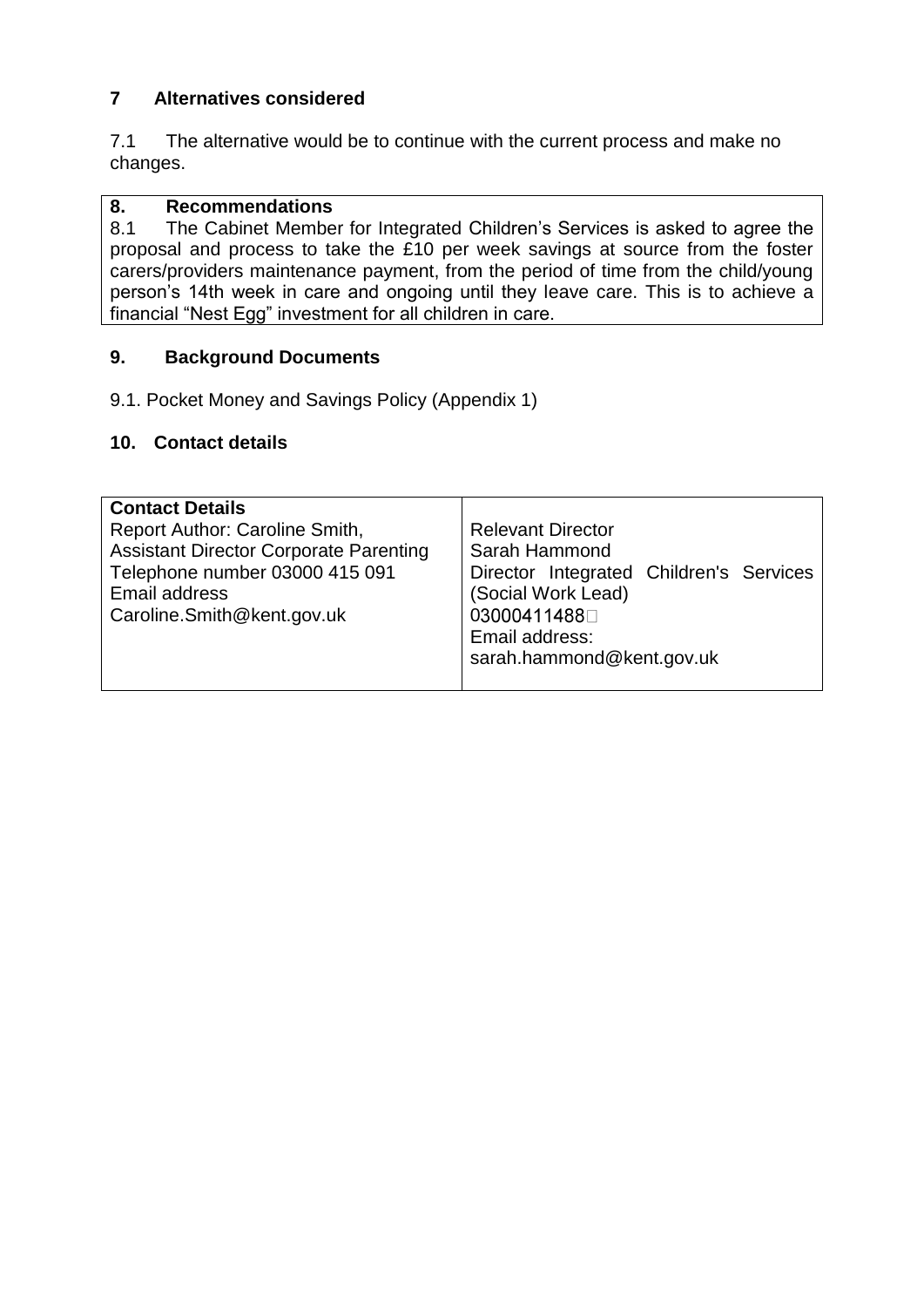## 7 Alternatives considered

7.1 The alternative would be to continue with the current process and make no changes.

## 8. Recommendations

8.1 The Cabinet Member for Integrated Children's Services is asked to agree the proposal and process to take the £10 per week savings at source from the foster carers/providers maintenance payment, from the period of time from the child/young person's 14th week in care and ongoing until they leave care. This is to achieve a financial "Nest Egg" investment for all children in care.

## 9. Background Documents

9.1. Pocket Money and Savings Policy (Appendix 1)

## 10. Contact details

| **Contact Details** | |
|---|---|
| Report Author: Caroline Smith,<br>Assistant Director Corporate Parenting<br>Telephone number 03000 415 091<br>Email address<br>Caroline.Smith@kent.gov.uk | Relevant Director<br>Sarah Hammond<br>Director Integrated Children's Services (Social Work Lead)<br>03000411488<br>Email address:<br>sarah.hammond@kent.gov.uk |